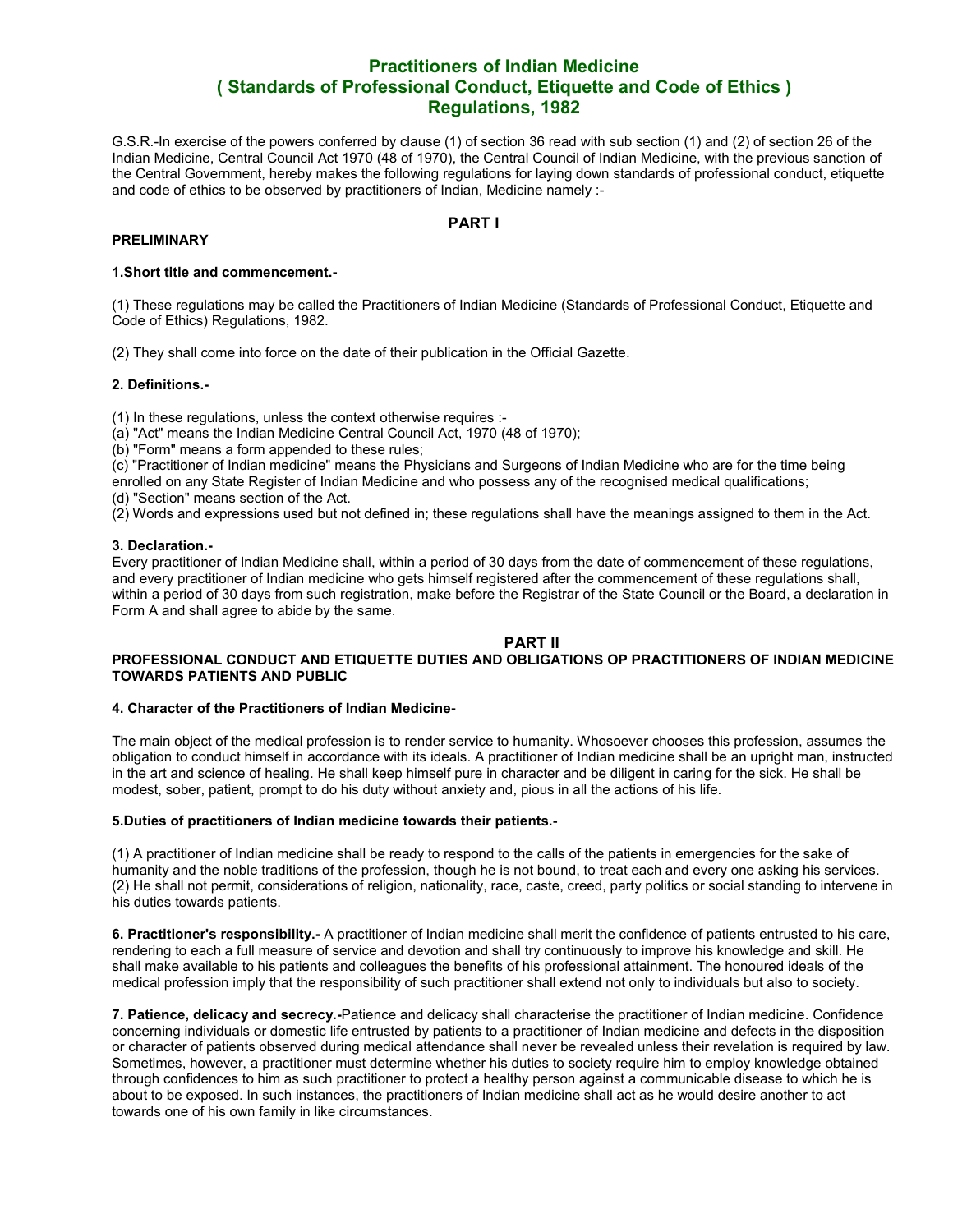# Practitioners of Indian Medicine
# ( Standards of Professional Conduct, Etiquette and Code of Ethics )
# Regulations, 1982

G.S.R.-In exercise of the powers conferred by clause (1) of section 36 read with sub section (1) and (2) of section 26 of the Indian Medicine, Central Council Act 1970 (48 of 1970), the Central Council of Indian Medicine, with the previous sanction of the Central Government, hereby makes the following regulations for laying down standards of professional conduct, etiquette and code of ethics to be observed by practitioners of Indian, Medicine namely :-

## PART I

**PRELIMINARY**

**1.Short title and commencement.-**

(1) These regulations may be called the Practitioners of Indian Medicine (Standards of Professional Conduct, Etiquette and Code of Ethics) Regulations, 1982.

(2) They shall come into force on the date of their publication in the Official Gazette.

**2. Definitions.-**

(1) In these regulations, unless the context otherwise requires :-
(a) "Act" means the Indian Medicine Central Council Act, 1970 (48 of 1970);
(b) "Form" means a form appended to these rules;
(c) "Practitioner of Indian medicine" means the Physicians and Surgeons of Indian Medicine who are for the time being enrolled on any State Register of Indian Medicine and who possess any of the recognised medical qualifications;
(d) "Section" means section of the Act.
(2) Words and expressions used but not defined in; these regulations shall have the meanings assigned to them in the Act.

**3. Declaration.-**
Every practitioner of Indian Medicine shall, within a period of 30 days from the date of commencement of these regulations, and every practitioner of Indian medicine who gets himself registered after the commencement of these regulations shall, within a period of 30 days from such registration, make before the Registrar of the State Council or the Board, a declaration in Form A and shall agree to abide by the same.

## PART II

**PROFESSIONAL CONDUCT AND ETIQUETTE DUTIES AND OBLIGATIONS OP PRACTITIONERS OF INDIAN MEDICINE TOWARDS PATIENTS AND PUBLIC**

**4. Character of the Practitioners of Indian Medicine-**

The main object of the medical profession is to render service to humanity. Whosoever chooses this profession, assumes the obligation to conduct himself in accordance with its ideals. A practitioner of Indian medicine shall be an upright man, instructed in the art and science of healing. He shall keep himself pure in character and be diligent in caring for the sick. He shall be modest, sober, patient, prompt to do his duty without anxiety and, pious in all the actions of his life.

**5.Duties of practitioners of Indian medicine towards their patients.-**

(1) A practitioner of Indian medicine shall be ready to respond to the calls of the patients in emergencies for the sake of humanity and the noble traditions of the profession, though he is not bound, to treat each and every one asking his services.
(2) He shall not permit, considerations of religion, nationality, race, caste, creed, party politics or social standing to intervene in his duties towards patients.

**6. Practitioner's responsibility.-** A practitioner of Indian medicine shall merit the confidence of patients entrusted to his care, rendering to each a full measure of service and devotion and shall try continuously to improve his knowledge and skill. He shall make available to his patients and colleagues the benefits of his professional attainment. The honoured ideals of the medical profession imply that the responsibility of such practitioner shall extend not only to individuals but also to society.

**7. Patience, delicacy and secrecy.-**Patience and delicacy shall characterise the practitioner of Indian medicine. Confidence concerning individuals or domestic life entrusted by patients to a practitioner of Indian medicine and defects in the disposition or character of patients observed during medical attendance shall never be revealed unless their revelation is required by law. Sometimes, however, a practitioner must determine whether his duties to society require him to employ knowledge obtained through confidences to him as such practitioner to protect a healthy person against a communicable disease to which he is about to be exposed. In such instances, the practitioners of Indian medicine shall act as he would desire another to act towards one of his own family in like circumstances.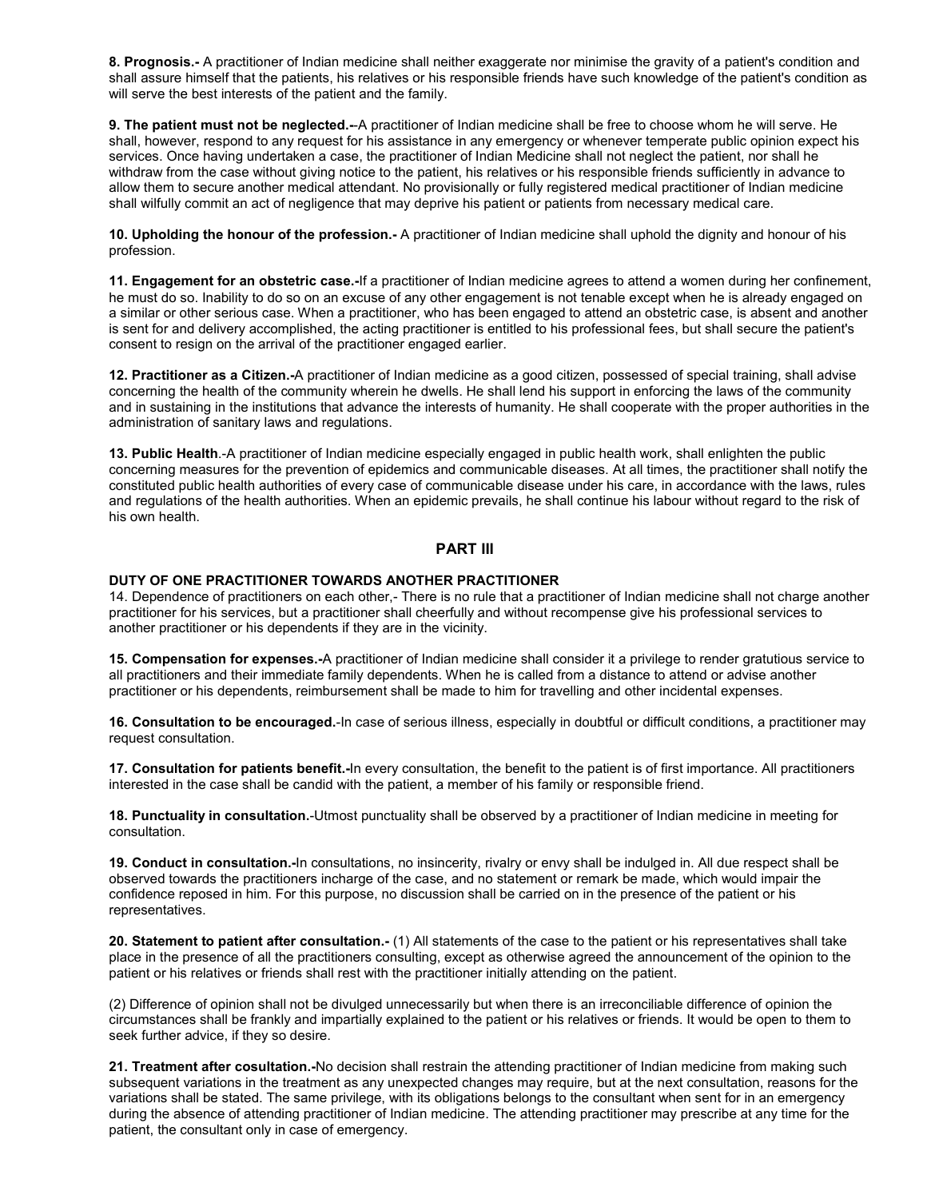**8. Prognosis.-** A practitioner of Indian medicine shall neither exaggerate nor minimise the gravity of a patient's condition and shall assure himself that the patients, his relatives or his responsible friends have such knowledge of the patient's condition as will serve the best interests of the patient and the family.

**9. The patient must not be neglected.--**A practitioner of Indian medicine shall be free to choose whom he will serve. He shall, however, respond to any request for his assistance in any emergency or whenever temperate public opinion expect his services. Once having undertaken a case, the practitioner of Indian Medicine shall not neglect the patient, nor shall he withdraw from the case without giving notice to the patient, his relatives or his responsible friends sufficiently in advance to allow them to secure another medical attendant. No provisionally or fully registered medical practitioner of Indian medicine shall wilfully commit an act of negligence that may deprive his patient or patients from necessary medical care.

**10. Upholding the honour of the profession.-** A practitioner of Indian medicine shall uphold the dignity and honour of his profession.

**11. Engagement for an obstetric case.-**If a practitioner of Indian medicine agrees to attend a women during her confinement, he must do so. Inability to do so on an excuse of any other engagement is not tenable except when he is already engaged on a similar or other serious case. When a practitioner, who has been engaged to attend an obstetric case, is absent and another is sent for and delivery accomplished, the acting practitioner is entitled to his professional fees, but shall secure the patient's consent to resign on the arrival of the practitioner engaged earlier.

**12. Practitioner as a Citizen.-**A practitioner of Indian medicine as a good citizen, possessed of special training, shall advise concerning the health of the community wherein he dwells. He shall lend his support in enforcing the laws of the community and in sustaining in the institutions that advance the interests of humanity. He shall cooperate with the proper authorities in the administration of sanitary laws and regulations.

**13. Public Health**.-A practitioner of Indian medicine especially engaged in public health work, shall enlighten the public concerning measures for the prevention of epidemics and communicable diseases. At all times, the practitioner shall notify the constituted public health authorities of every case of communicable disease under his care, in accordance with the laws, rules and regulations of the health authorities. When an epidemic prevails, he shall continue his labour without regard to the risk of his own health.

## PART III

**DUTY OF ONE PRACTITIONER TOWARDS ANOTHER PRACTITIONER**

14. Dependence of practitioners on each other,- There is no rule that a practitioner of Indian medicine shall not charge another practitioner for his services, but a practitioner shall cheerfully and without recompense give his professional services to another practitioner or his dependents if they are in the vicinity.

**15. Compensation for expenses.-**A practitioner of Indian medicine shall consider it a privilege to render gratutious service to all practitioners and their immediate family dependents. When he is called from a distance to attend or advise another practitioner or his dependents, reimbursement shall be made to him for travelling and other incidental expenses.

**16. Consultation to be encouraged.**-In case of serious illness, especially in doubtful or difficult conditions, a practitioner may request consultation.

**17. Consultation for patients benefit.-**In every consultation, the benefit to the patient is of first importance. All practitioners interested in the case shall be candid with the patient, a member of his family or responsible friend.

**18. Punctuality in consultation.**-Utmost punctuality shall be observed by a practitioner of Indian medicine in meeting for consultation.

**19. Conduct in consultation.-**In consultations, no insincerity, rivalry or envy shall be indulged in. All due respect shall be observed towards the practitioners incharge of the case, and no statement or remark be made, which would impair the confidence reposed in him. For this purpose, no discussion shall be carried on in the presence of the patient or his representatives.

**20. Statement to patient after consultation.-** (1) All statements of the case to the patient or his representatives shall take place in the presence of all the practitioners consulting, except as otherwise agreed the announcement of the opinion to the patient or his relatives or friends shall rest with the practitioner initially attending on the patient.

(2) Difference of opinion shall not be divulged unnecessarily but when there is an irreconciliable difference of opinion the circumstances shall be frankly and impartially explained to the patient or his relatives or friends. It would be open to them to seek further advice, if they so desire.

**21. Treatment after cosultation.-**No decision shall restrain the attending practitioner of Indian medicine from making such subsequent variations in the treatment as any unexpected changes may require, but at the next consultation, reasons for the variations shall be stated. The same privilege, with its obligations belongs to the consultant when sent for in an emergency during the absence of attending practitioner of Indian medicine. The attending practitioner may prescribe at any time for the patient, the consultant only in case of emergency.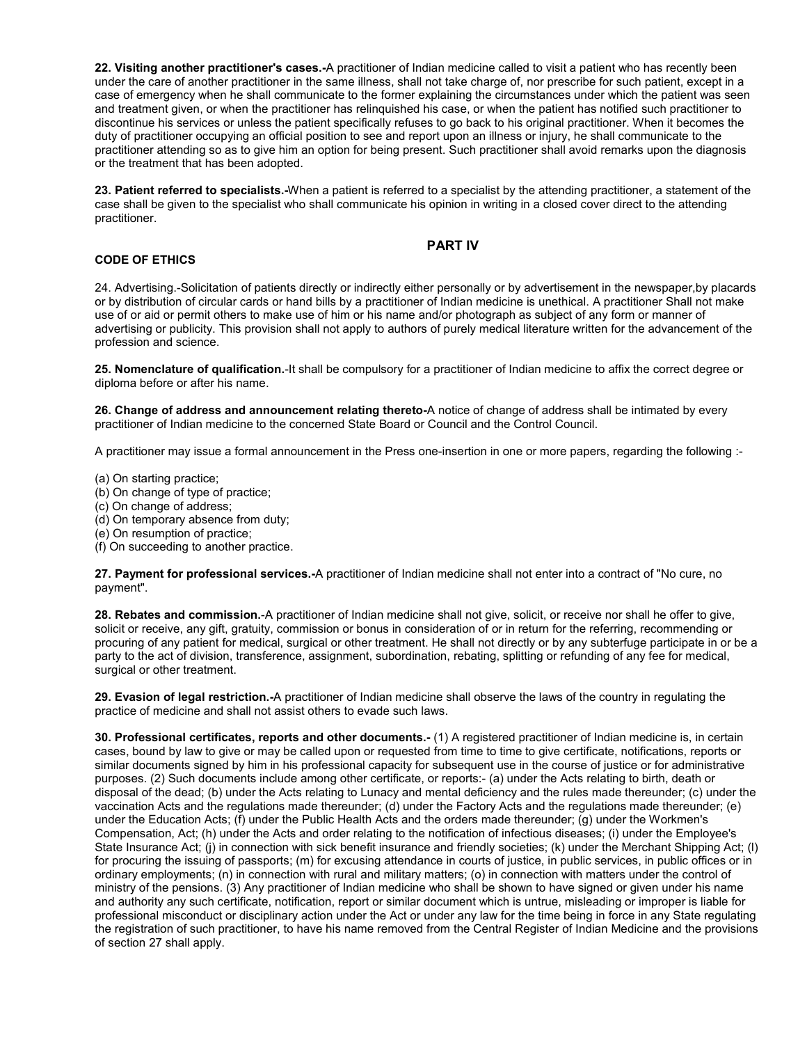**22. Visiting another practitioner's cases.-**A practitioner of Indian medicine called to visit a patient who has recently been under the care of another practitioner in the same illness, shall not take charge of, nor prescribe for such patient, except in a case of emergency when he shall communicate to the former explaining the circumstances under which the patient was seen and treatment given, or when the practitioner has relinquished his case, or when the patient has notified such practitioner to discontinue his services or unless the patient specifically refuses to go back to his original practitioner. When it becomes the duty of practitioner occupying an official position to see and report upon an illness or injury, he shall communicate to the practitioner attending so as to give him an option for being present. Such practitioner shall avoid remarks upon the diagnosis or the treatment that has been adopted.

**23. Patient referred to specialists.-**When a patient is referred to a specialist by the attending practitioner, a statement of the case shall be given to the specialist who shall communicate his opinion in writing in a closed cover direct to the attending practitioner.

## PART IV

**CODE OF ETHICS**

24. Advertising.-Solicitation of patients directly or indirectly either personally or by advertisement in the newspaper,by placards or by distribution of circular cards or hand bills by a practitioner of Indian medicine is unethical. A practitioner Shall not make use of or aid or permit others to make use of him or his name and/or photograph as subject of any form or manner of advertising or publicity. This provision shall not apply to authors of purely medical literature written for the advancement of the profession and science.

**25. Nomenclature of qualification.**-It shall be compulsory for a practitioner of Indian medicine to affix the correct degree or diploma before or after his name.

**26. Change of address and announcement relating thereto-**A notice of change of address shall be intimated by every practitioner of Indian medicine to the concerned State Board or Council and the Control Council.

A practitioner may issue a formal announcement in the Press one-insertion in one or more papers, regarding the following :-

(a) On starting practice;
(b) On change of type of practice;
(c) On change of address;
(d) On temporary absence from duty;
(e) On resumption of practice;
(f) On succeeding to another practice.

**27. Payment for professional services.-**A practitioner of Indian medicine shall not enter into a contract of "No cure, no payment".

**28. Rebates and commission.**-A practitioner of Indian medicine shall not give, solicit, or receive nor shall he offer to give, solicit or receive, any gift, gratuity, commission or bonus in consideration of or in return for the referring, recommending or procuring of any patient for medical, surgical or other treatment. He shall not directly or by any subterfuge participate in or be a party to the act of division, transference, assignment, subordination, rebating, splitting or refunding of any fee for medical, surgical or other treatment.

**29. Evasion of legal restriction.-**A practitioner of Indian medicine shall observe the laws of the country in regulating the practice of medicine and shall not assist others to evade such laws.

**30. Professional certificates, reports and other documents.-** (1) A registered practitioner of Indian medicine is, in certain cases, bound by law to give or may be called upon or requested from time to time to give certificate, notifications, reports or similar documents signed by him in his professional capacity for subsequent use in the course of justice or for administrative purposes. (2) Such documents include among other certificate, or reports:- (a) under the Acts relating to birth, death or disposal of the dead; (b) under the Acts relating to Lunacy and mental deficiency and the rules made thereunder; (c) under the vaccination Acts and the regulations made thereunder; (d) under the Factory Acts and the regulations made thereunder; (e) under the Education Acts; (f) under the Public Health Acts and the orders made thereunder; (g) under the Workmen's Compensation, Act; (h) under the Acts and order relating to the notification of infectious diseases; (i) under the Employee's State Insurance Act; (j) in connection with sick benefit insurance and friendly societies; (k) under the Merchant Shipping Act; (l) for procuring the issuing of passports; (m) for excusing attendance in courts of justice, in public services, in public offices or in ordinary employments; (n) in connection with rural and military matters; (o) in connection with matters under the control of ministry of the pensions. (3) Any practitioner of Indian medicine who shall be shown to have signed or given under his name and authority any such certificate, notification, report or similar document which is untrue, misleading or improper is liable for professional misconduct or disciplinary action under the Act or under any law for the time being in force in any State regulating the registration of such practitioner, to have his name removed from the Central Register of Indian Medicine and the provisions of section 27 shall apply.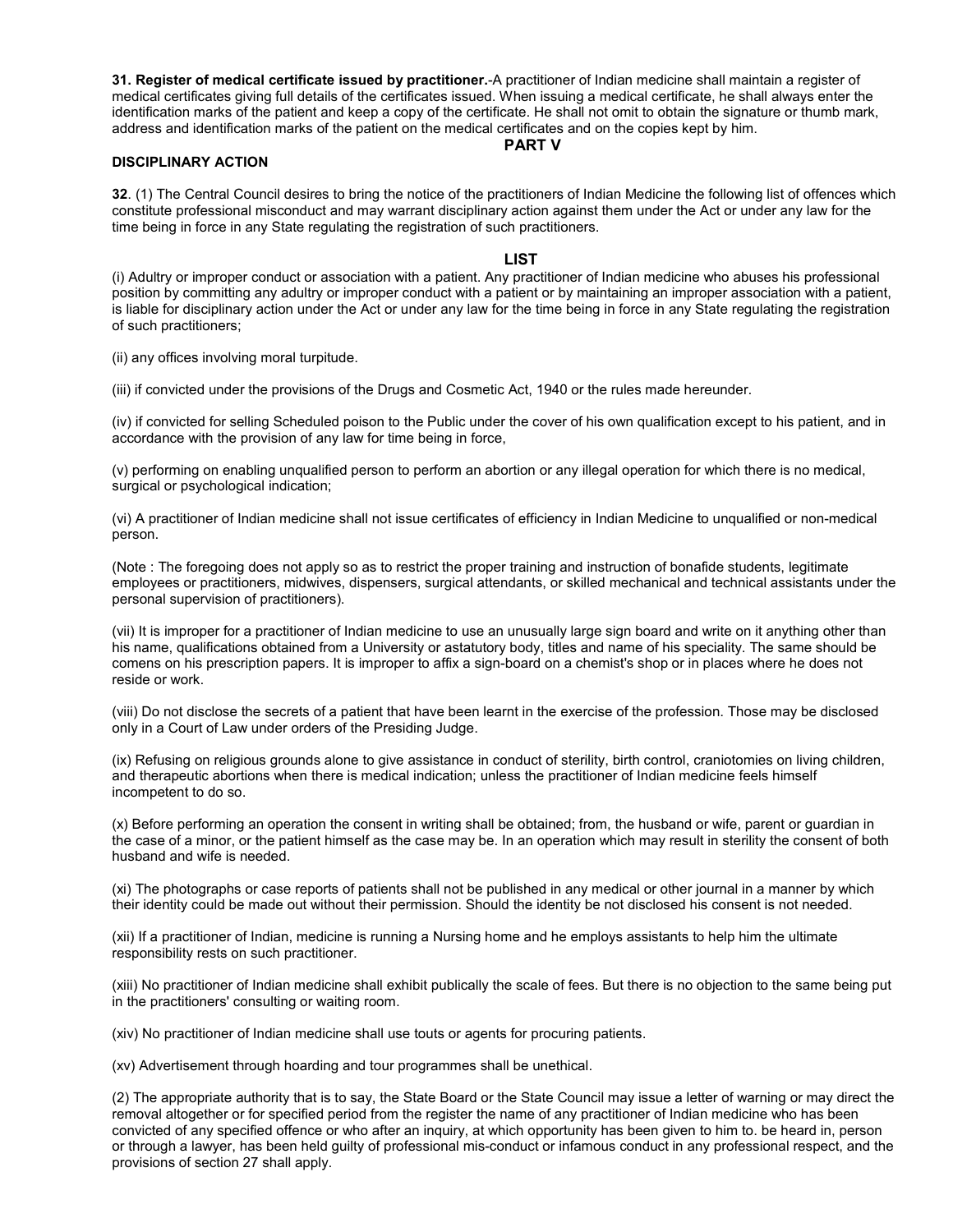**31. Register of medical certificate issued by practitioner.**-A practitioner of Indian medicine shall maintain a register of medical certificates giving full details of the certificates issued. When issuing a medical certificate, he shall always enter the identification marks of the patient and keep a copy of the certificate. He shall not omit to obtain the signature or thumb mark, address and identification marks of the patient on the medical certificates and on the copies kept by him.

## PART V

### DISCIPLINARY ACTION

**32**. (1) The Central Council desires to bring the notice of the practitioners of Indian Medicine the following list of offences which constitute professional misconduct and may warrant disciplinary action against them under the Act or under any law for the time being in force in any State regulating the registration of such practitioners.

**LIST**

(i) Adultry or improper conduct or association with a patient. Any practitioner of Indian medicine who abuses his professional position by committing any adultry or improper conduct with a patient or by maintaining an improper association with a patient, is liable for disciplinary action under the Act or under any law for the time being in force in any State regulating the registration of such practitioners;

(ii) any offices involving moral turpitude.

(iii) if convicted under the provisions of the Drugs and Cosmetic Act, 1940 or the rules made hereunder.

(iv) if convicted for selling Scheduled poison to the Public under the cover of his own qualification except to his patient, and in accordance with the provision of any law for time being in force,

(v) performing on enabling unqualified person to perform an abortion or any illegal operation for which there is no medical, surgical or psychological indication;

(vi) A practitioner of Indian medicine shall not issue certificates of efficiency in Indian Medicine to unqualified or non-medical person.

(Note : The foregoing does not apply so as to restrict the proper training and instruction of bonafide students, legitimate employees or practitioners, midwives, dispensers, surgical attendants, or skilled mechanical and technical assistants under the personal supervision of practitioners).

(vii) It is improper for a practitioner of Indian medicine to use an unusually large sign board and write on it anything other than his name, qualifications obtained from a University or astatutory body, titles and name of his speciality. The same should be comens on his prescription papers. It is improper to affix a sign-board on a chemist's shop or in places where he does not reside or work.

(viii) Do not disclose the secrets of a patient that have been learnt in the exercise of the profession. Those may be disclosed only in a Court of Law under orders of the Presiding Judge.

(ix) Refusing on religious grounds alone to give assistance in conduct of sterility, birth control, craniotomies on living children, and therapeutic abortions when there is medical indication; unless the practitioner of Indian medicine feels himself incompetent to do so.

(x) Before performing an operation the consent in writing shall be obtained; from, the husband or wife, parent or guardian in the case of a minor, or the patient himself as the case may be. In an operation which may result in sterility the consent of both husband and wife is needed.

(xi) The photographs or case reports of patients shall not be published in any medical or other journal in a manner by which their identity could be made out without their permission. Should the identity be not disclosed his consent is not needed.

(xii) If a practitioner of Indian, medicine is running a Nursing home and he employs assistants to help him the ultimate responsibility rests on such practitioner.

(xiii) No practitioner of Indian medicine shall exhibit publically the scale of fees. But there is no objection to the same being put in the practitioners' consulting or waiting room.

(xiv) No practitioner of Indian medicine shall use touts or agents for procuring patients.

(xv) Advertisement through hoarding and tour programmes shall be unethical.

(2) The appropriate authority that is to say, the State Board or the State Council may issue a letter of warning or may direct the removal altogether or for specified period from the register the name of any practitioner of Indian medicine who has been convicted of any specified offence or who after an inquiry, at which opportunity has been given to him to. be heard in, person or through a lawyer, has been held guilty of professional mis-conduct or infamous conduct in any professional respect, and the provisions of section 27 shall apply.